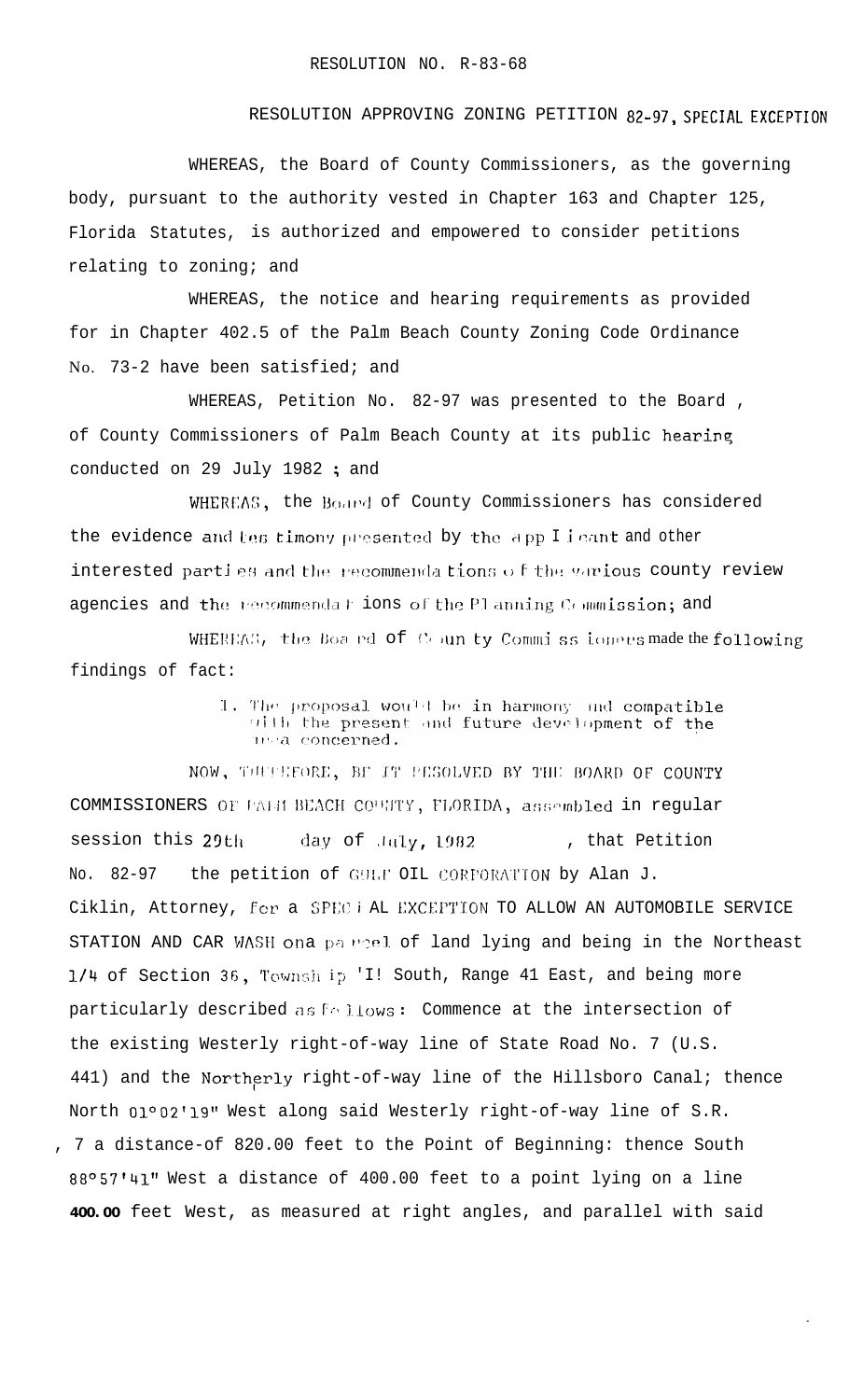RESOLUTION NO. R-83-68

RESOLUTION APPROVING ZONING PETITION 82-97, SPECIAL EXCEPTION

WHEREAS, the Board of County Commissioners, as the governing body, pursuant to the authority vested in Chapter 163 and Chapter 125, Florida Statutes, is authorized and empowered to consider petitions relating to zoning; and

WHEREAS, the notice and hearing requirements as provided for in Chapter 402.5 of the Palm Beach County Zoning Code Ordinance No. 73-2 have been satisfied; and

WHEREAS, Petition No. 82-97 was presented to the Board of County Commissioners of Palm Beach County at its public hearing conducted on 29 July 1982; and

WHEREAS, the Board of County Commissioners has considered the evidence and testimony presented by the applicant and other interested parties and the recommendations of the various county review agencies and the recommendations of the Planning Commission; and

WHEREAS, the Board of County Commissioners made the following findings of fact:

1. The proposal would be in harmony and compatible with the present and future development of the area concerned.

NOW, THEREFORE, BE IT RESOLVED BY THE BOARD OF COUNTY COMMISSIONERS OF PALM BEACH COUNTY, FLORIDA, assembled in regular session this 29th day of July, 1982, that Petition No. 82-97 the petition of GULF OIL CORPORATION by Alan J. Ciklin, Attorney, for a SPECIAL EXCEPTION TO ALLOW AN AUTOMOBILE SERVICE STATION AND CAR WASH on a parcel of land lying and being in the Northeast 1/4 of Section 36, Township 47 South, Range 41 East, and being more particularly described as follows: Commence at the intersection of the existing Westerly right-of-way line of State Road No. 7 (U.S. 441) and the Northerly right-of-way line of the Hillsboro Canal; thence North 01°02'19" West along said Westerly right-of-way line of S.R. 7 a distance of 820.00 feet to the Point of Beginning: thence South 88°57'41" West a distance of 400.00 feet to a point lying on a line 400.00 feet West, as measured at right angles, and parallel with said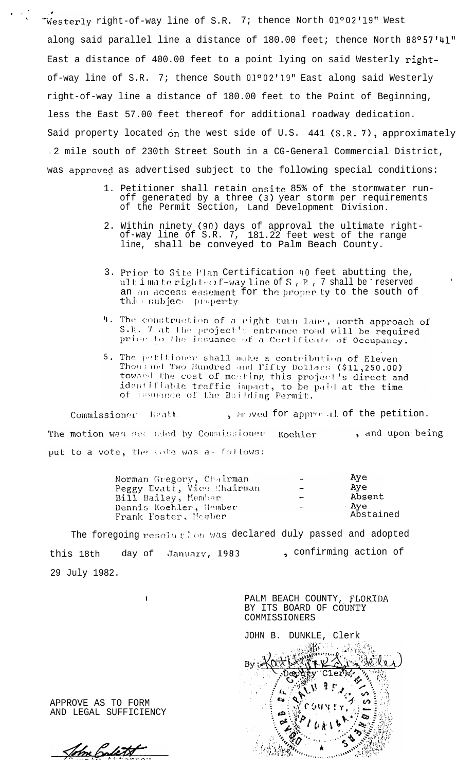Westerly right-of-way line of S.R. 7; thence North 01°02'19" West along said parallel line a distance of 180.00 feet; thence North 88°57'41" East a distance of 400.00 feet to a point lying on said Westerly right-of-way line of S.R. 7; thence South 01°02'19" East along said Westerly right-of-way line a distance of 180.00 feet to the Point of Beginning, less the East 57.00 feet thereof for additional roadway dedication. Said property located on the west side of U.S. 441 (S.R. 7), approximately .2 mile south of 230th Street South in a CG-General Commercial District, was approved as advertised subject to the following special conditions:

1. Petitioner shall retain onsite 85% of the stormwater run-off generated by a three (3) year storm per requirements of the Permit Section, Land Development Division.
2. Within ninety (90) days of approval the ultimate right-of-way line of S.R. 7, 181.22 feet west of the range line, shall be conveyed to Palm Beach County.
3. Prior to Site Plan Certification 40 feet abutting the, ultimate right-of-way line of S.R. 7 shall be reserved an an access easement for the property to the south of this subject property.
4. The construction of a right turn lane, north approach of S.R. 7 at the project's entrance road will be required prior to the issuance of a Certificate of Occupancy.
5. The petitioner shall make a contribution of Eleven Thousand Two Hundred and Fifty Dollars ($11,250.00) toward the cost of meeting this project's direct and identifiable traffic impact, to be paid at the time of issuance of the Building Permit.

Commissioner Evatt, moved for approval of the petition. The motion was seconded by Commissioner Koehler, and upon being put to a vote, the vote was as follows:

| | | |
|---|---|---|
| Norman Gregory, Chairman | - | Aye |
| Peggy Evatt, Vice Chairman | - | Aye |
| Bill Bailey, Member | - | Absent |
| Dennis Koehler, Member | - | Aye |
| Frank Foster, Member | | Abstained |

The foregoing resolution was declared duly passed and adopted this 18th day of January, 1983, confirming action of 29 July 1982.

PALM BEACH COUNTY, FLORIDA
BY ITS BOARD OF COUNTY COMMISSIONERS

JOHN B. DUNKLE, Clerk

By: [signature]
Deputy Clerk

APPROVE AS TO FORM AND LEGAL SUFFICIENCY

[signature]
County Attorney